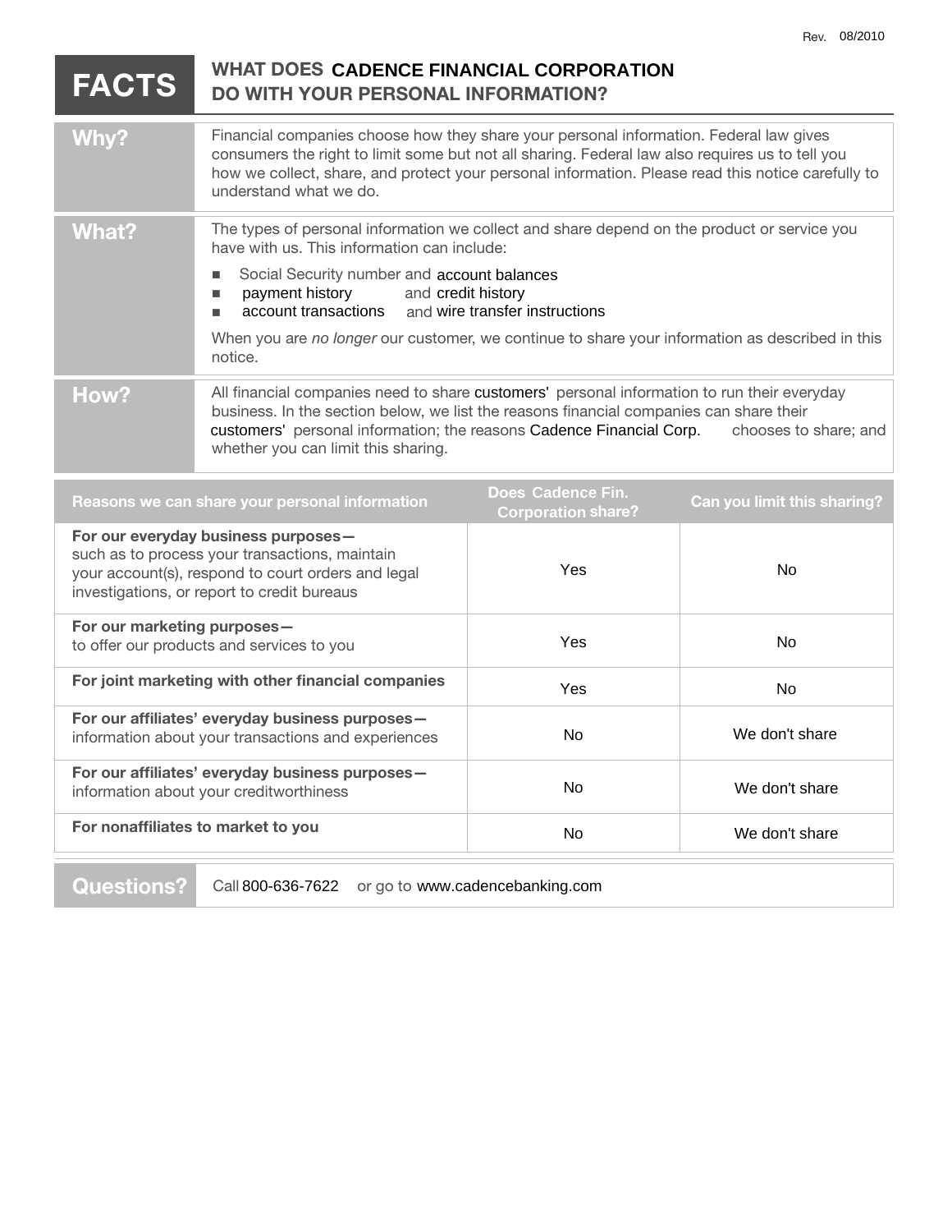Rev. 08/2010

# FACTS — WHAT DOES CADENCE FINANCIAL CORPORATION DO WITH YOUR PERSONAL INFORMATION?

| | |
|---|---|
| **Why?** | Financial companies choose how they share your personal information. Federal law gives consumers the right to limit some but not all sharing. Federal law also requires us to tell you how we collect, share, and protect your personal information. Please read this notice carefully to understand what we do. |
| **What?** | The types of personal information we collect and share depend on the product or service you have with us. This information can include:<br>■ Social Security number and account balances<br>■ payment history and credit history<br>■ account transactions and wire transfer instructions<br><br>When you are *no longer* our customer, we continue to share your information as described in this notice. |
| **How?** | All financial companies need to share customers' personal information to run their everyday business. In the section below, we list the reasons financial companies can share their customers' personal information; the reasons Cadence Financial Corp. chooses to share; and whether you can limit this sharing. |

| Reasons we can share your personal information | Does Cadence Fin. Corporation share? | Can you limit this sharing? |
|---|---|---|
| **For our everyday business purposes—** such as to process your transactions, maintain your account(s), respond to court orders and legal investigations, or report to credit bureaus | Yes | No |
| **For our marketing purposes—** to offer our products and services to you | Yes | No |
| **For joint marketing with other financial companies** | Yes | No |
| **For our affiliates' everyday business purposes—** information about your transactions and experiences | No | We don't share |
| **For our affiliates' everyday business purposes—** information about your creditworthiness | No | We don't share |
| **For nonaffiliates to market to you** | No | We don't share |

| | |
|---|---|
| **Questions?** | Call 800-636-7622 or go to www.cadencebanking.com |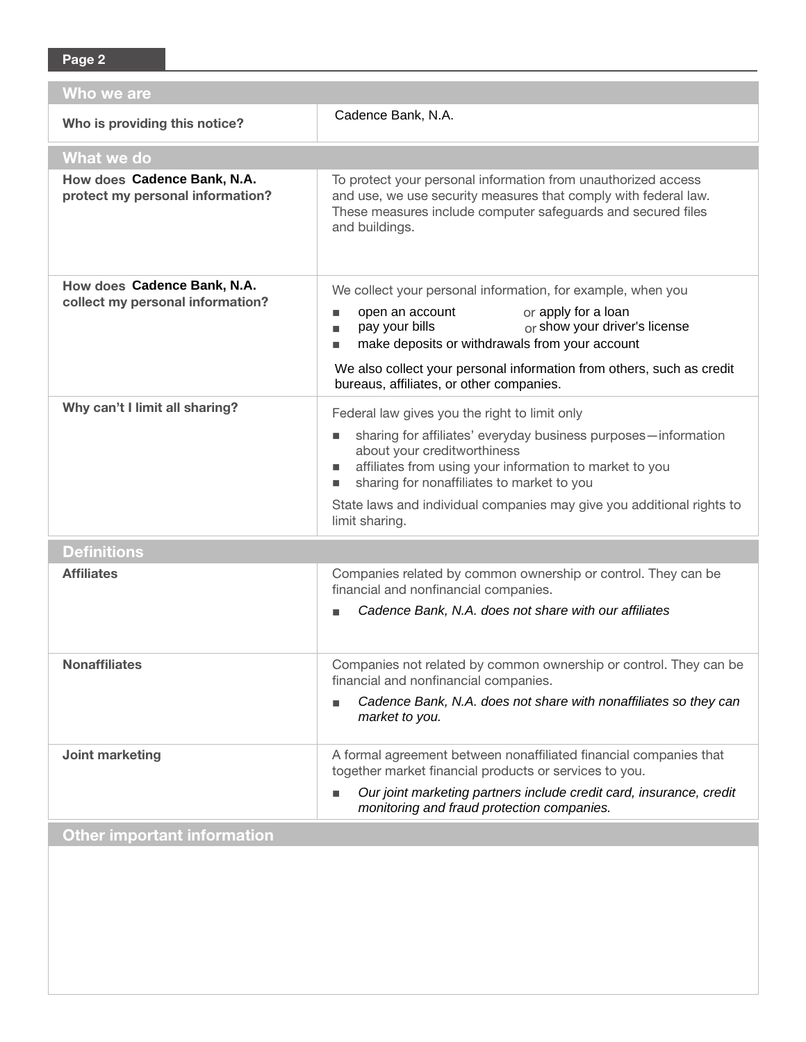| Who we are | |
|---|---|
| **Who is providing this notice?** | Cadence Bank, N.A. |

| What we do | |
|---|---|
| **How does Cadence Bank, N.A. protect my personal information?** | To protect your personal information from unauthorized access and use, we use security measures that comply with federal law. These measures include computer safeguards and secured files and buildings. |
| **How does Cadence Bank, N.A. collect my personal information?** | We collect your personal information, for example, when you <br>■ open an account or apply for a loan <br>■ pay your bills or show your driver's license <br>■ make deposits or withdrawals from your account <br><br>We also collect your personal information from others, such as credit bureaus, affiliates, or other companies. |
| **Why can't I limit all sharing?** | Federal law gives you the right to limit only <br>■ sharing for affiliates' everyday business purposes—information about your creditworthiness <br>■ affiliates from using your information to market to you <br>■ sharing for nonaffiliates to market to you <br><br>State laws and individual companies may give you additional rights to limit sharing. |

| Definitions | |
|---|---|
| **Affiliates** | Companies related by common ownership or control. They can be financial and nonfinancial companies. <br>■ *Cadence Bank, N.A. does not share with our affiliates* |
| **Nonaffiliates** | Companies not related by common ownership or control. They can be financial and nonfinancial companies. <br>■ *Cadence Bank, N.A. does not share with nonaffiliates so they can market to you.* |
| **Joint marketing** | A formal agreement between nonaffiliated financial companies that together market financial products or services to you. <br>■ *Our joint marketing partners include credit card, insurance, credit monitoring and fraud protection companies.* |

## Other important information